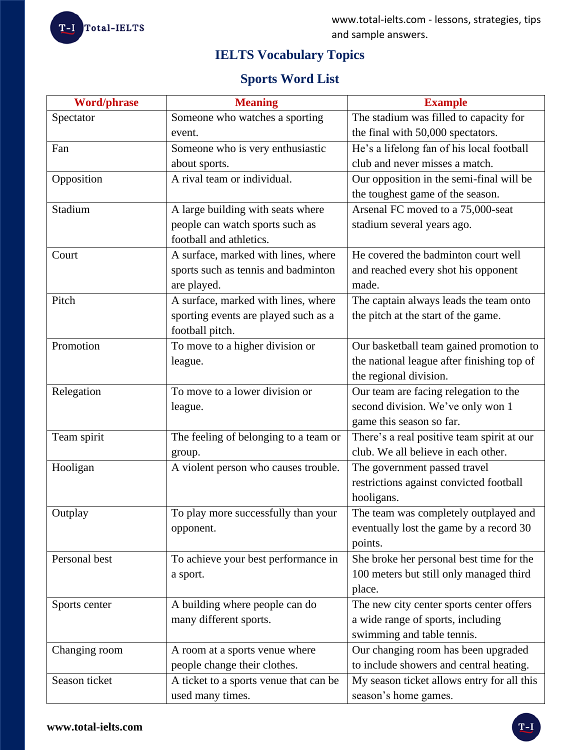# IELTS Vocabulary Topics

## Sports Word List

| Word/phrase | Meaning | Example |
|---|---|---|
| Spectator | Someone who watches a sporting event. | The stadium was filled to capacity for the final with 50,000 spectators. |
| Fan | Someone who is very enthusiastic about sports. | He's a lifelong fan of his local football club and never misses a match. |
| Opposition | A rival team or individual. | Our opposition in the semi-final will be the toughest game of the season. |
| Stadium | A large building with seats where people can watch sports such as football and athletics. | Arsenal FC moved to a 75,000-seat stadium several years ago. |
| Court | A surface, marked with lines, where sports such as tennis and badminton are played. | He covered the badminton court well and reached every shot his opponent made. |
| Pitch | A surface, marked with lines, where sporting events are played such as a football pitch. | The captain always leads the team onto the pitch at the start of the game. |
| Promotion | To move to a higher division or league. | Our basketball team gained promotion to the national league after finishing top of the regional division. |
| Relegation | To move to a lower division or league. | Our team are facing relegation to the second division. We've only won 1 game this season so far. |
| Team spirit | The feeling of belonging to a team or group. | There's a real positive team spirit at our club. We all believe in each other. |
| Hooligan | A violent person who causes trouble. | The government passed travel restrictions against convicted football hooligans. |
| Outplay | To play more successfully than your opponent. | The team was completely outplayed and eventually lost the game by a record 30 points. |
| Personal best | To achieve your best performance in a sport. | She broke her personal best time for the 100 meters but still only managed third place. |
| Sports center | A building where people can do many different sports. | The new city center sports center offers a wide range of sports, including swimming and table tennis. |
| Changing room | A room at a sports venue where people change their clothes. | Our changing room has been upgraded to include showers and central heating. |
| Season ticket | A ticket to a sports venue that can be used many times. | My season ticket allows entry for all this season's home games. |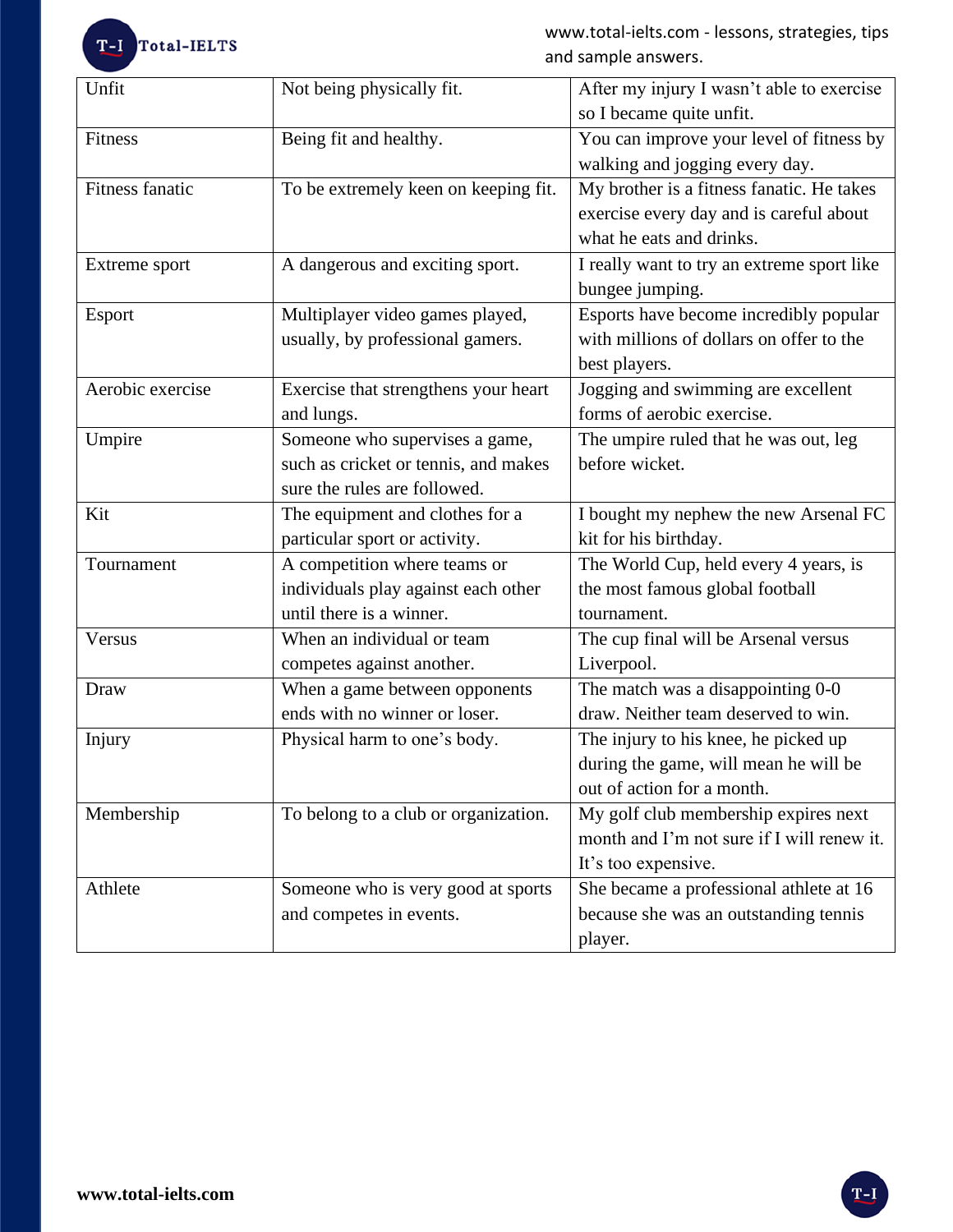| Unfit | Not being physically fit. | After my injury I wasn't able to exercise so I became quite unfit. |
|---|---|---|
| Fitness | Being fit and healthy. | You can improve your level of fitness by walking and jogging every day. |
| Fitness fanatic | To be extremely keen on keeping fit. | My brother is a fitness fanatic. He takes exercise every day and is careful about what he eats and drinks. |
| Extreme sport | A dangerous and exciting sport. | I really want to try an extreme sport like bungee jumping. |
| Esport | Multiplayer video games played, usually, by professional gamers. | Esports have become incredibly popular with millions of dollars on offer to the best players. |
| Aerobic exercise | Exercise that strengthens your heart and lungs. | Jogging and swimming are excellent forms of aerobic exercise. |
| Umpire | Someone who supervises a game, such as cricket or tennis, and makes sure the rules are followed. | The umpire ruled that he was out, leg before wicket. |
| Kit | The equipment and clothes for a particular sport or activity. | I bought my nephew the new Arsenal FC kit for his birthday. |
| Tournament | A competition where teams or individuals play against each other until there is a winner. | The World Cup, held every 4 years, is the most famous global football tournament. |
| Versus | When an individual or team competes against another. | The cup final will be Arsenal versus Liverpool. |
| Draw | When a game between opponents ends with no winner or loser. | The match was a disappointing 0-0 draw. Neither team deserved to win. |
| Injury | Physical harm to one's body. | The injury to his knee, he picked up during the game, will mean he will be out of action for a month. |
| Membership | To belong to a club or organization. | My golf club membership expires next month and I'm not sure if I will renew it. It's too expensive. |
| Athlete | Someone who is very good at sports and competes in events. | She became a professional athlete at 16 because she was an outstanding tennis player. |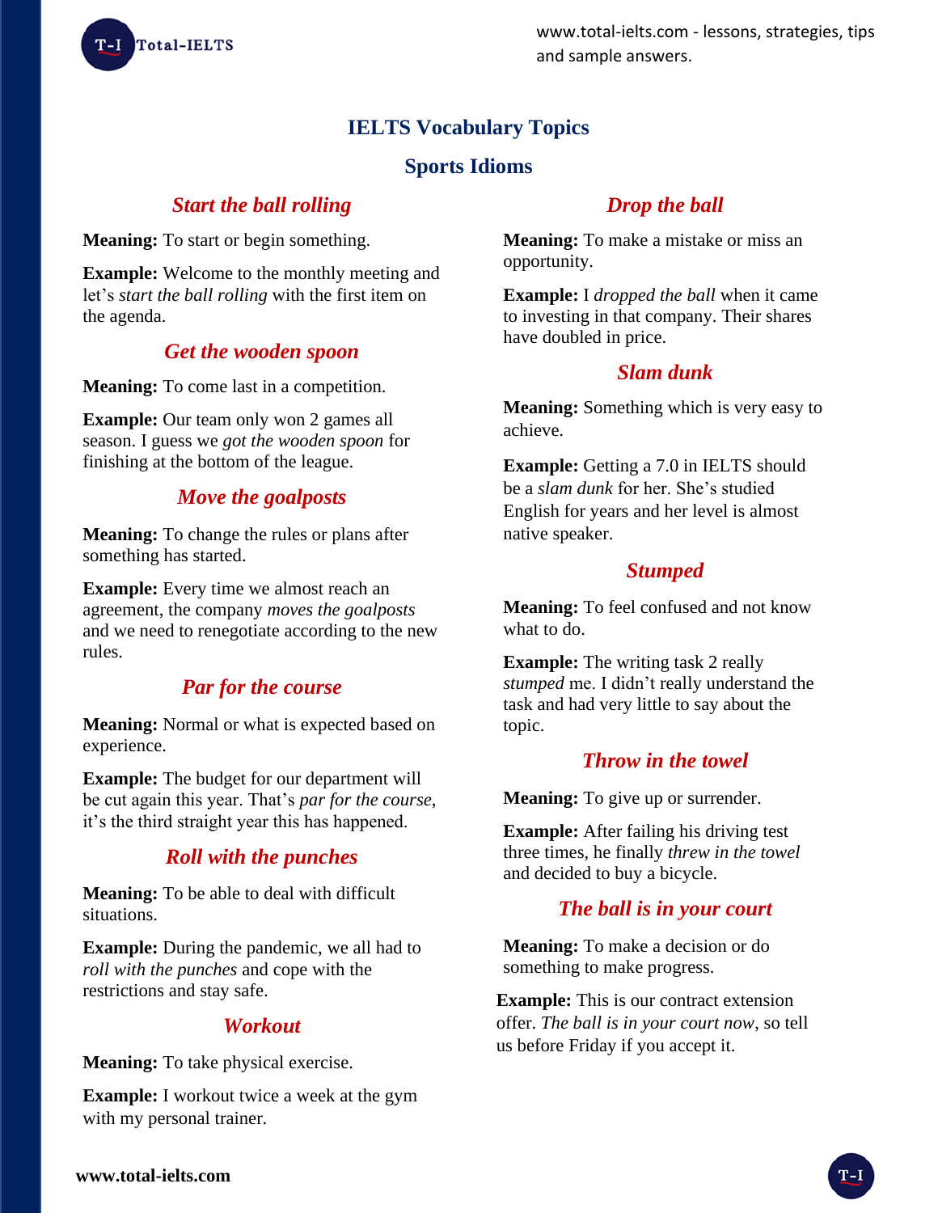# IELTS Vocabulary Topics

## Sports Idioms

### *Start the ball rolling*

**Meaning:** To start or begin something.

**Example:** Welcome to the monthly meeting and let's *start the ball rolling* with the first item on the agenda.

### *Get the wooden spoon*

**Meaning:** To come last in a competition.

**Example:** Our team only won 2 games all season. I guess we *got the wooden spoon* for finishing at the bottom of the league.

### *Move the goalposts*

**Meaning:** To change the rules or plans after something has started.

**Example:** Every time we almost reach an agreement, the company *moves the goalposts* and we need to renegotiate according to the new rules.

### *Par for the course*

**Meaning:** Normal or what is expected based on experience.

**Example:** The budget for our department will be cut again this year. That's *par for the course*, it's the third straight year this has happened.

### *Roll with the punches*

**Meaning:** To be able to deal with difficult situations.

**Example:** During the pandemic, we all had to *roll with the punches* and cope with the restrictions and stay safe.

### *Workout*

**Meaning:** To take physical exercise.

**Example:** I workout twice a week at the gym with my personal trainer.

### *Drop the ball*

**Meaning:** To make a mistake or miss an opportunity.

**Example:** I *dropped the ball* when it came to investing in that company. Their shares have doubled in price.

### *Slam dunk*

**Meaning:** Something which is very easy to achieve.

**Example:** Getting a 7.0 in IELTS should be a *slam dunk* for her. She's studied English for years and her level is almost native speaker.

### *Stumped*

**Meaning:** To feel confused and not know what to do.

**Example:** The writing task 2 really *stumped* me. I didn't really understand the task and had very little to say about the topic.

### *Throw in the towel*

**Meaning:** To give up or surrender.

**Example:** After failing his driving test three times, he finally *threw in the towel* and decided to buy a bicycle.

### *The ball is in your court*

**Meaning:** To make a decision or do something to make progress.

**Example:** This is our contract extension offer. *The ball is in your court now*, so tell us before Friday if you accept it.